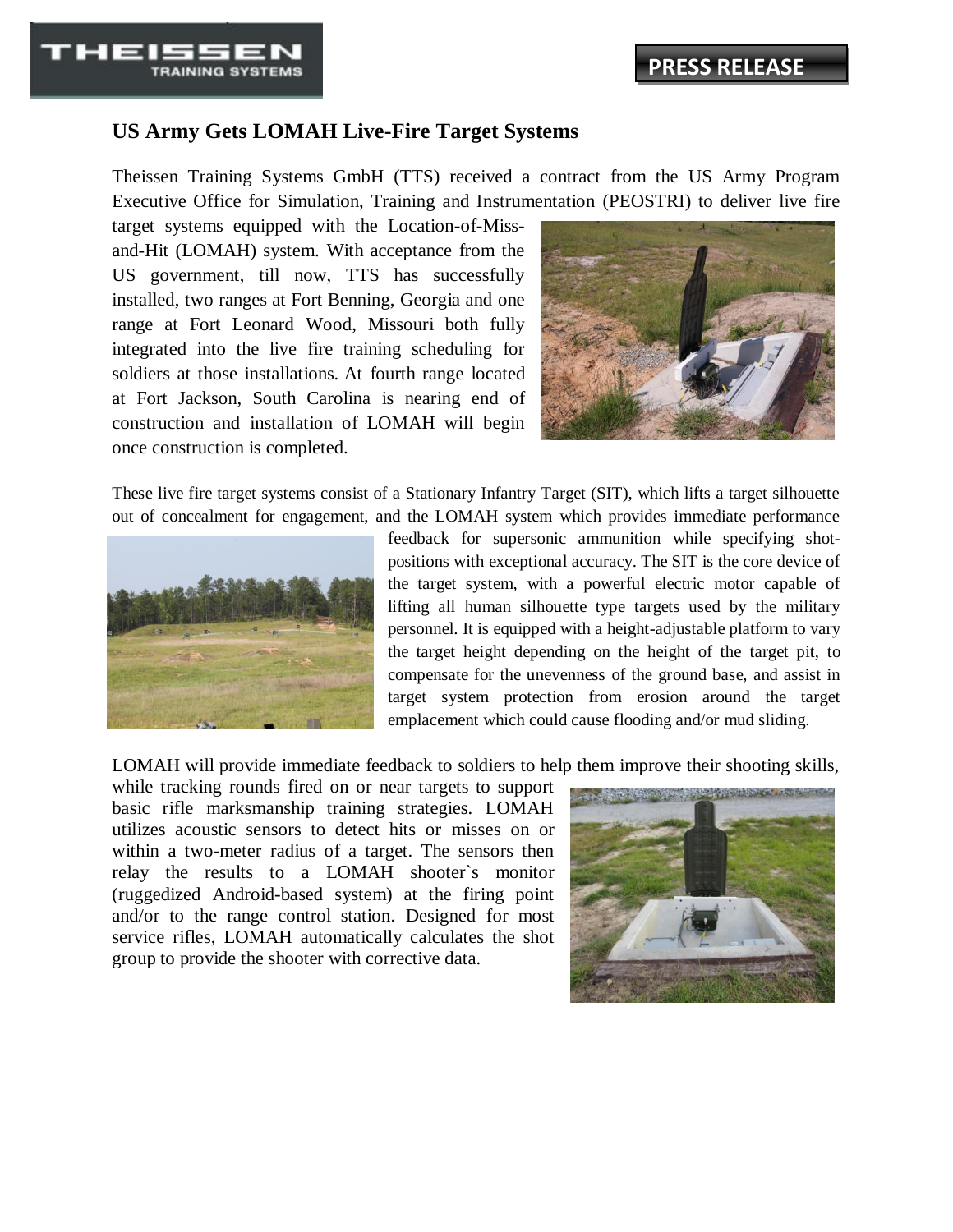THEISSEN TRAINING SYSTEMS

PRESS RELEASE

# US Army Gets LOMAH Live-Fire Target Systems

Theissen Training Systems GmbH (TTS) received a contract from the US Army Program Executive Office for Simulation, Training and Instrumentation (PEOSTRI) to deliver live fire target systems equipped with the Location-of-Miss-and-Hit (LOMAH) system. With acceptance from the US government, till now, TTS has successfully installed, two ranges at Fort Benning, Georgia and one range at Fort Leonard Wood, Missouri both fully integrated into the live fire training scheduling for soldiers at those installations. At fourth range located at Fort Jackson, South Carolina is nearing end of construction and installation of LOMAH will begin once construction is completed.

These live fire target systems consist of a Stationary Infantry Target (SIT), which lifts a target silhouette out of concealment for engagement, and the LOMAH system which provides immediate performance feedback for supersonic ammunition while specifying shot-positions with exceptional accuracy. The SIT is the core device of the target system, with a powerful electric motor capable of lifting all human silhouette type targets used by the military personnel. It is equipped with a height-adjustable platform to vary the target height depending on the height of the target pit, to compensate for the unevenness of the ground base, and assist in target system protection from erosion around the target emplacement which could cause flooding and/or mud sliding.

LOMAH will provide immediate feedback to soldiers to help them improve their shooting skills, while tracking rounds fired on or near targets to support basic rifle marksmanship training strategies. LOMAH utilizes acoustic sensors to detect hits or misses on or within a two-meter radius of a target. The sensors then relay the results to a LOMAH shooter`s monitor (ruggedized Android-based system) at the firing point and/or to the range control station. Designed for most service rifles, LOMAH automatically calculates the shot group to provide the shooter with corrective data.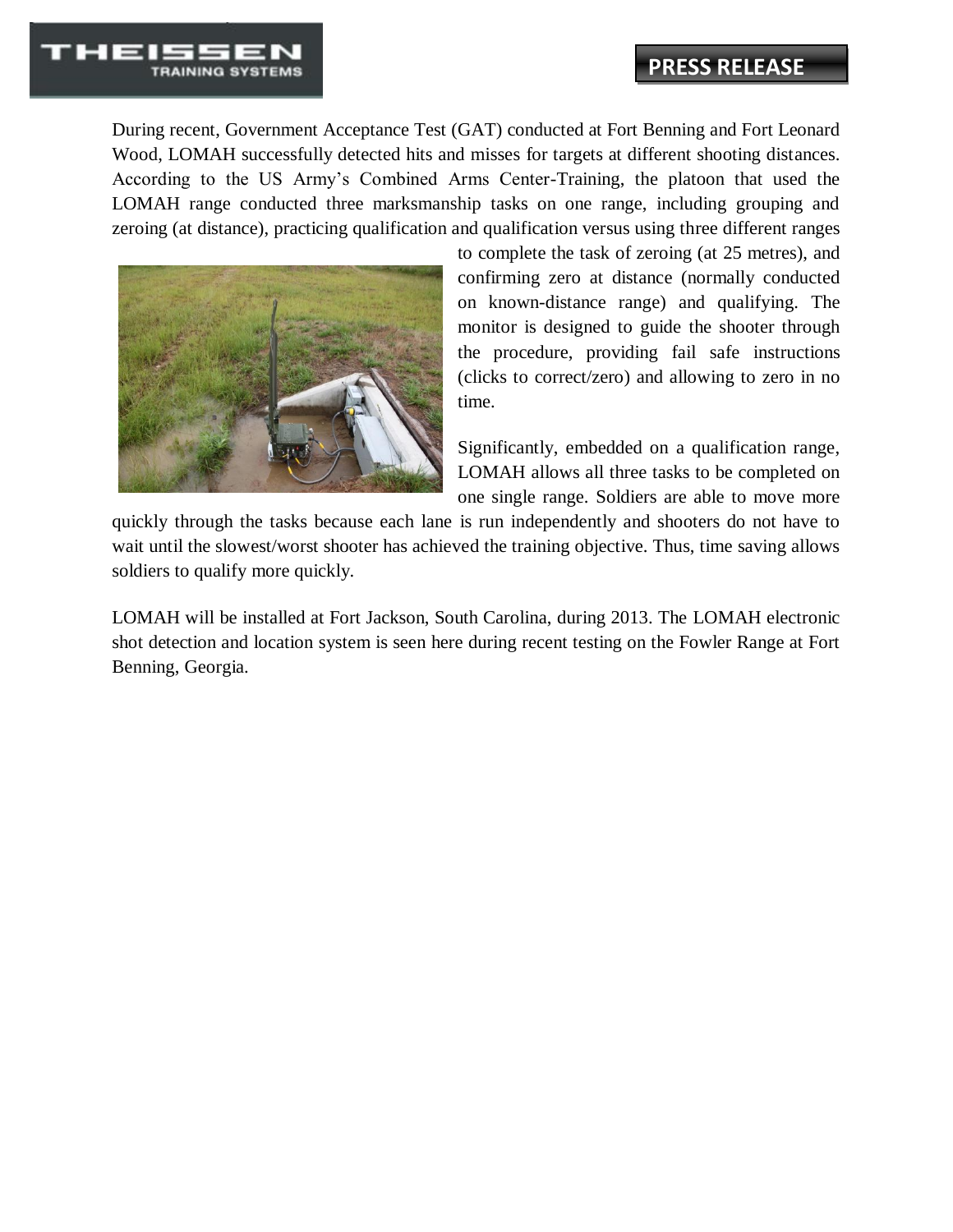During recent, Government Acceptance Test (GAT) conducted at Fort Benning and Fort Leonard Wood, LOMAH successfully detected hits and misses for targets at different shooting distances. According to the US Army's Combined Arms Center-Training, the platoon that used the LOMAH range conducted three marksmanship tasks on one range, including grouping and zeroing (at distance), practicing qualification and qualification versus using three different ranges to complete the task of zeroing (at 25 metres), and confirming zero at distance (normally conducted on known-distance range) and qualifying. The monitor is designed to guide the shooter through the procedure, providing fail safe instructions (clicks to correct/zero) and allowing to zero in no time.

Significantly, embedded on a qualification range, LOMAH allows all three tasks to be completed on one single range. Soldiers are able to move more quickly through the tasks because each lane is run independently and shooters do not have to wait until the slowest/worst shooter has achieved the training objective. Thus, time saving allows soldiers to qualify more quickly.

LOMAH will be installed at Fort Jackson, South Carolina, during 2013. The LOMAH electronic shot detection and location system is seen here during recent testing on the Fowler Range at Fort Benning, Georgia.